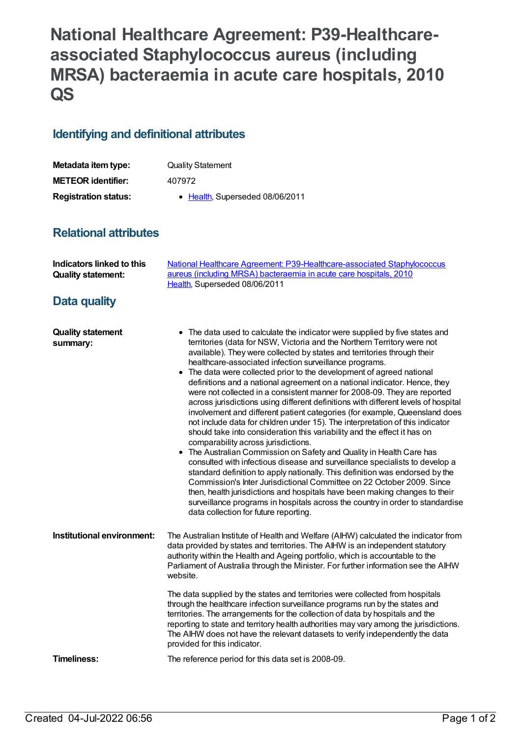# National Healthcare Agreement: P39-Healthcare-associated Staphylococcus aureus (including MRSA) bacteraemia in acute care hospitals, 2010 QS

## Identifying and definitional attributes

| | |
|---|---|
| **Metadata item type:** | Quality Statement |
| **METEOR identifier:** | 407972 |
| **Registration status:** | • Health, Superseded 08/06/2011 |

## Relational attributes

| | |
|---|---|
| **Indicators linked to this Quality statement:** | National Healthcare Agreement: P39-Healthcare-associated Staphylococcus aureus (including MRSA) bacteraemia in acute care hospitals, 2010<br>Health, Superseded 08/06/2011 |

## Data quality

**Quality statement summary:**

- The data used to calculate the indicator were supplied by five states and territories (data for NSW, Victoria and the Northern Territory were not available). They were collected by states and territories through their healthcare-associated infection surveillance programs.
- The data were collected prior to the development of agreed national definitions and a national agreement on a national indicator. Hence, they were not collected in a consistent manner for 2008-09. They are reported across jurisdictions using different definitions with different levels of hospital involvement and different patient categories (for example, Queensland does not include data for children under 15). The interpretation of this indicator should take into consideration this variability and the effect it has on comparability across jurisdictions.
- The Australian Commission on Safety and Quality in Health Care has consulted with infectious disease and surveillance specialists to develop a standard definition to apply nationally. This definition was endorsed by the Commission's Inter Jurisdictional Committee on 22 October 2009. Since then, health jurisdictions and hospitals have been making changes to their surveillance programs in hospitals across the country in order to standardise data collection for future reporting.

**Institutional environment:**

The Australian Institute of Health and Welfare (AIHW) calculated the indicator from data provided by states and territories. The AIHW is an independent statutory authority within the Health and Ageing portfolio, which is accountable to the Parliament of Australia through the Minister. For further information see the AIHW website.

The data supplied by the states and territories were collected from hospitals through the healthcare infection surveillance programs run by the states and territories. The arrangements for the collection of data by hospitals and the reporting to state and territory health authorities may vary among the jurisdictions. The AIHW does not have the relevant datasets to verify independently the data provided for this indicator.

**Timeliness:**

The reference period for this data set is 2008-09.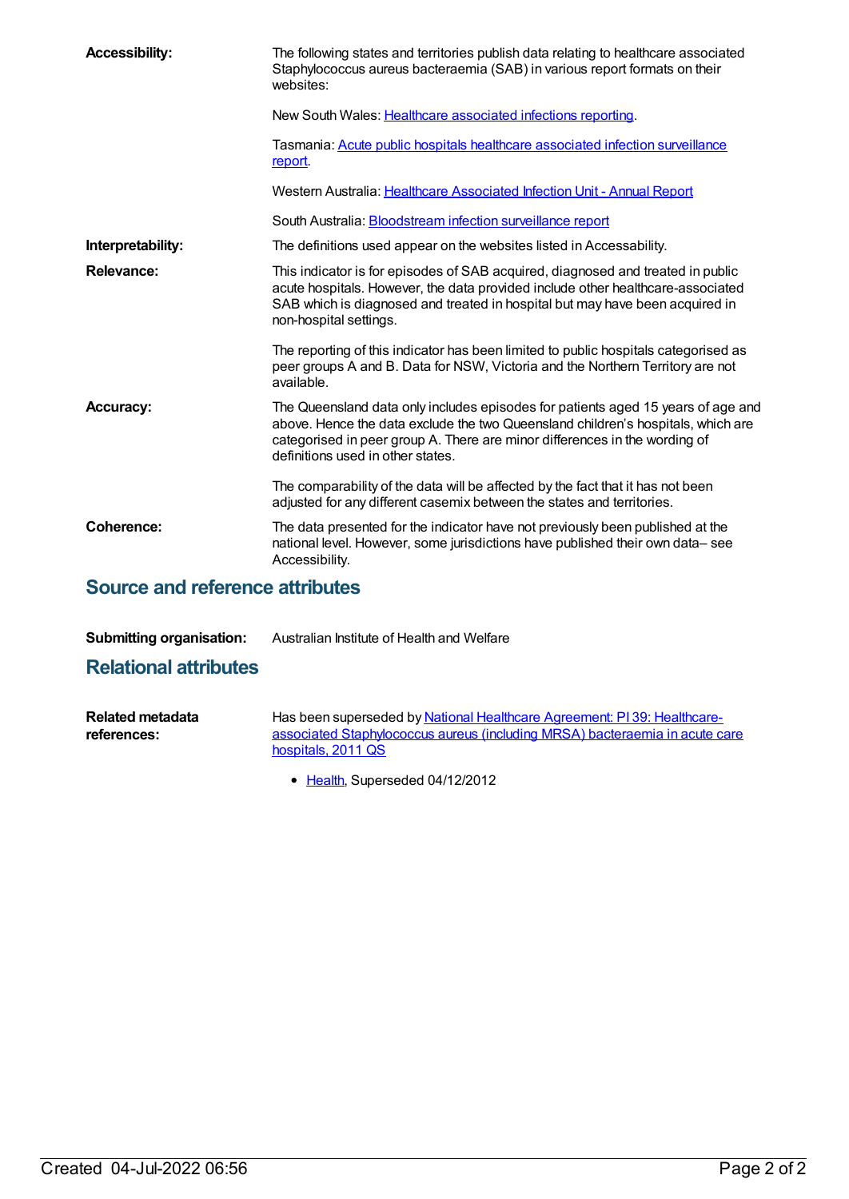**Accessibility:** The following states and territories publish data relating to healthcare associated Staphylococcus aureus bacteraemia (SAB) in various report formats on their websites:

New South Wales: Healthcare associated infections reporting.

Tasmania: Acute public hospitals healthcare associated infection surveillance report.

Western Australia: Healthcare Associated Infection Unit - Annual Report

South Australia: Bloodstream infection surveillance report

**Interpretability:** The definitions used appear on the websites listed in Accessibility.

**Relevance:** This indicator is for episodes of SAB acquired, diagnosed and treated in public acute hospitals. However, the data provided include other healthcare-associated SAB which is diagnosed and treated in hospital but may have been acquired in non-hospital settings.

The reporting of this indicator has been limited to public hospitals categorised as peer groups A and B. Data for NSW, Victoria and the Northern Territory are not available.

**Accuracy:** The Queensland data only includes episodes for patients aged 15 years of age and above. Hence the data exclude the two Queensland children's hospitals, which are categorised in peer group A. There are minor differences in the wording of definitions used in other states.

The comparability of the data will be affected by the fact that it has not been adjusted for any different casemix between the states and territories.

**Coherence:** The data presented for the indicator have not previously been published at the national level. However, some jurisdictions have published their own data– see Accessibility.

## Source and reference attributes

**Submitting organisation:** Australian Institute of Health and Welfare

## Relational attributes

**Related metadata references:** Has been superseded by National Healthcare Agreement: PI 39: Healthcare-associated Staphylococcus aureus (including MRSA) bacteraemia in acute care hospitals, 2011 QS

- Health, Superseded 04/12/2012